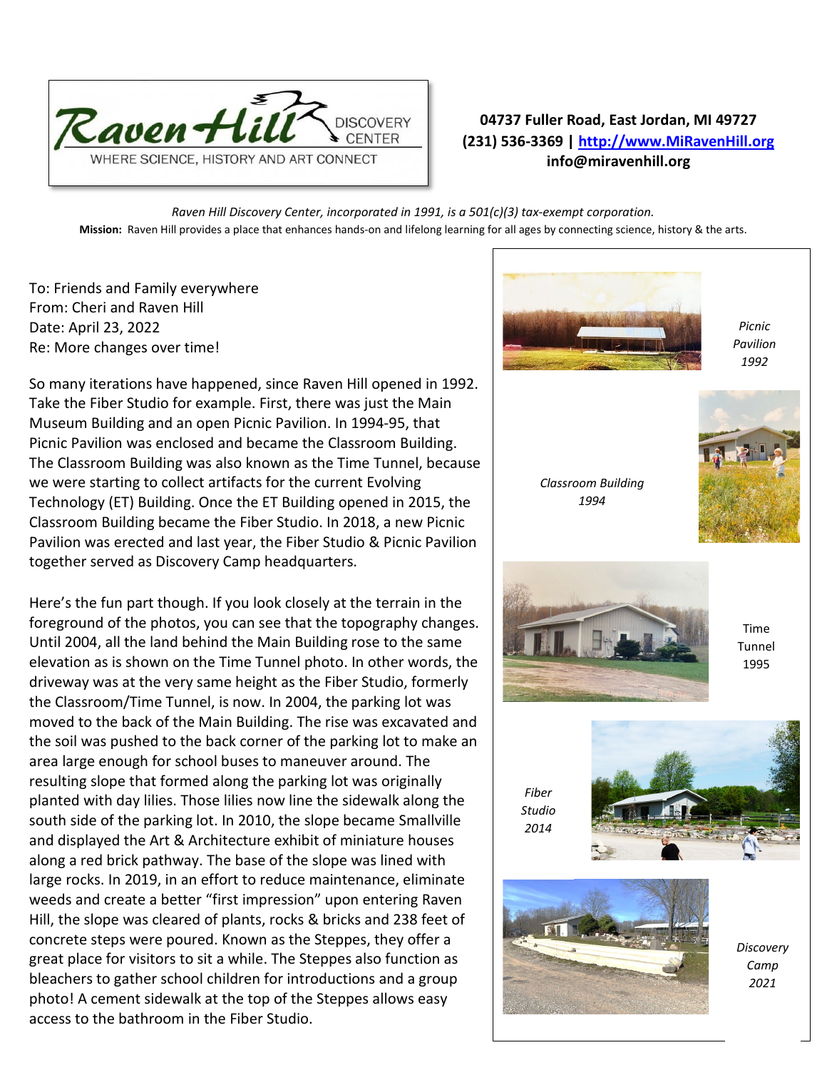Raven Hill DISCOVERY CENTER
WHERE SCIENCE, HISTORY AND ART CONNECT

**04737 Fuller Road, East Jordan, MI 49727**
**(231) 536-3369 | http://www.MiRavenHill.org**
**info@miravenhill.org**

*Raven Hill Discovery Center, incorporated in 1991, is a 501(c)(3) tax-exempt corporation.*

**Mission:** Raven Hill provides a place that enhances hands-on and lifelong learning for all ages by connecting science, history & the arts.

To: Friends and Family everywhere
From: Cheri and Raven Hill
Date: April 23, 2022
Re: More changes over time!

So many iterations have happened, since Raven Hill opened in 1992. Take the Fiber Studio for example. First, there was just the Main Museum Building and an open Picnic Pavilion. In 1994-95, that Picnic Pavilion was enclosed and became the Classroom Building. The Classroom Building was also known as the Time Tunnel, because we were starting to collect artifacts for the current Evolving Technology (ET) Building. Once the ET Building opened in 2015, the Classroom Building became the Fiber Studio. In 2018, a new Picnic Pavilion was erected and last year, the Fiber Studio & Picnic Pavilion together served as Discovery Camp headquarters.

Here's the fun part though. If you look closely at the terrain in the foreground of the photos, you can see that the topography changes. Until 2004, all the land behind the Main Building rose to the same elevation as is shown on the Time Tunnel photo. In other words, the driveway was at the very same height as the Fiber Studio, formerly the Classroom/Time Tunnel, is now. In 2004, the parking lot was moved to the back of the Main Building. The rise was excavated and the soil was pushed to the back corner of the parking lot to make an area large enough for school buses to maneuver around. The resulting slope that formed along the parking lot was originally planted with day lilies. Those lilies now line the sidewalk along the south side of the parking lot. In 2010, the slope became Smallville and displayed the Art & Architecture exhibit of miniature houses along a red brick pathway. The base of the slope was lined with large rocks. In 2019, in an effort to reduce maintenance, eliminate weeds and create a better "first impression" upon entering Raven Hill, the slope was cleared of plants, rocks & bricks and 238 feet of concrete steps were poured. Known as the Steppes, they offer a great place for visitors to sit a while. The Steppes also function as bleachers to gather school children for introductions and a group photo! A cement sidewalk at the top of the Steppes allows easy access to the bathroom in the Fiber Studio.

*Picnic Pavilion 1992*

*Classroom Building 1994*

Time Tunnel 1995

*Fiber Studio 2014*

*Discovery Camp 2021*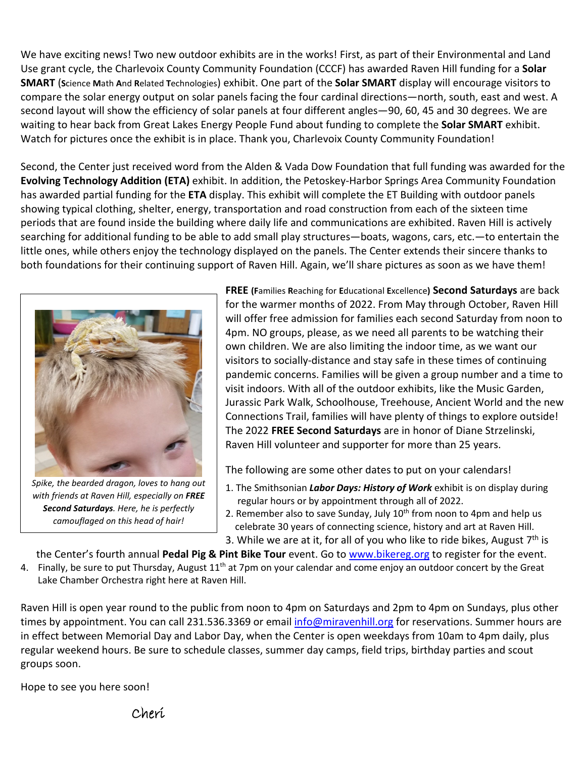We have exciting news! Two new outdoor exhibits are in the works! First, as part of their Environmental and Land Use grant cycle, the Charlevoix County Community Foundation (CCCF) has awarded Raven Hill funding for a **Solar SMART** (**S**cience **M**ath **A**nd **R**elated **T**echnologies) exhibit. One part of the **Solar SMART** display will encourage visitors to compare the solar energy output on solar panels facing the four cardinal directions—north, south, east and west. A second layout will show the efficiency of solar panels at four different angles—90, 60, 45 and 30 degrees. We are waiting to hear back from Great Lakes Energy People Fund about funding to complete the **Solar SMART** exhibit. Watch for pictures once the exhibit is in place. Thank you, Charlevoix County Community Foundation!

Second, the Center just received word from the Alden & Vada Dow Foundation that full funding was awarded for the **Evolving Technology Addition (ETA)** exhibit. In addition, the Petoskey-Harbor Springs Area Community Foundation has awarded partial funding for the **ETA** display. This exhibit will complete the ET Building with outdoor panels showing typical clothing, shelter, energy, transportation and road construction from each of the sixteen time periods that are found inside the building where daily life and communications are exhibited. Raven Hill is actively searching for additional funding to be able to add small play structures—boats, wagons, cars, etc.—to entertain the little ones, while others enjoy the technology displayed on the panels. The Center extends their sincere thanks to both foundations for their continuing support of Raven Hill. Again, we'll share pictures as soon as we have them!

*Spike, the bearded dragon, loves to hang out with friends at Raven Hill, especially on **FREE Second Saturdays**. Here, he is perfectly camouflaged on this head of hair!*

**FREE (F**amilies **R**eaching for **E**ducational **E**xcellence**) Second Saturdays** are back for the warmer months of 2022. From May through October, Raven Hill will offer free admission for families each second Saturday from noon to 4pm. NO groups, please, as we need all parents to be watching their own children. We are also limiting the indoor time, as we want our visitors to socially-distance and stay safe in these times of continuing pandemic concerns. Families will be given a group number and a time to visit indoors. With all of the outdoor exhibits, like the Music Garden, Jurassic Park Walk, Schoolhouse, Treehouse, Ancient World and the new Connections Trail, families will have plenty of things to explore outside! The 2022 **FREE Second Saturdays** are in honor of Diane Strzelinski, Raven Hill volunteer and supporter for more than 25 years.

The following are some other dates to put on your calendars!

1. The Smithsonian ***Labor Days: History of Work*** exhibit is on display during regular hours or by appointment through all of 2022.
2. Remember also to save Sunday, July 10th from noon to 4pm and help us celebrate 30 years of connecting science, history and art at Raven Hill.
3. While we are at it, for all of you who like to ride bikes, August 7th is the Center's fourth annual **Pedal Pig & Pint Bike Tour** event. Go to www.bikereg.org to register for the event.
4. Finally, be sure to put Thursday, August 11th at 7pm on your calendar and come enjoy an outdoor concert by the Great Lake Chamber Orchestra right here at Raven Hill.

Raven Hill is open year round to the public from noon to 4pm on Saturdays and 2pm to 4pm on Sundays, plus other times by appointment. You can call 231.536.3369 or email info@miravenhill.org for reservations. Summer hours are in effect between Memorial Day and Labor Day, when the Center is open weekdays from 10am to 4pm daily, plus regular weekend hours. Be sure to schedule classes, summer day camps, field trips, birthday parties and scout groups soon.

Hope to see you here soon!

Cheri